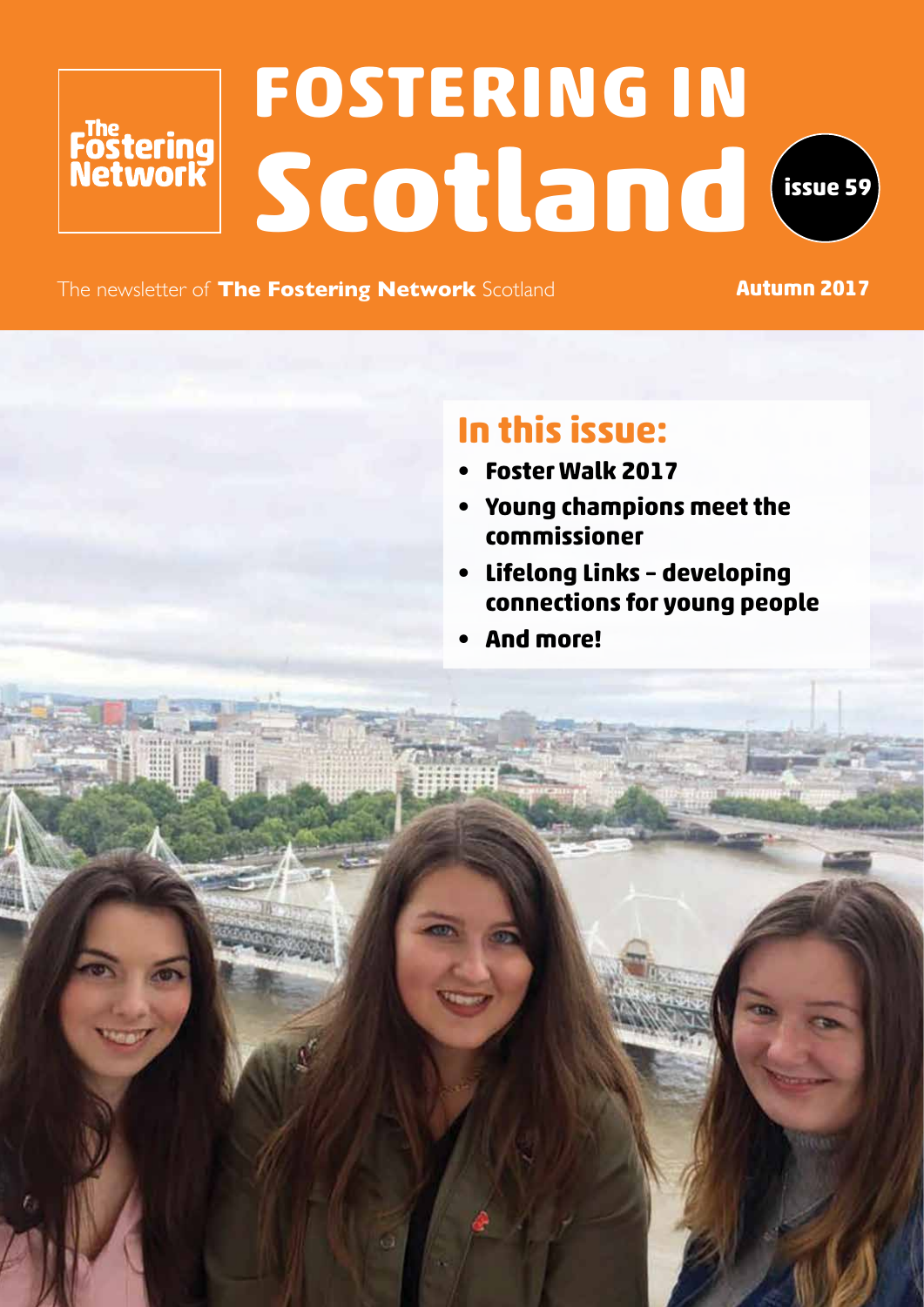The Fostering Network

# FOSTERING IN Scotland

issue 59

The newsletter of **The Fostering Network** Scotland

**Autumn 2017**

## In this issue:

- **Foster Walk 2017**
- **Young champions meet the commissioner**
- **Lifelong Links – developing connections for young people**
- **And more!**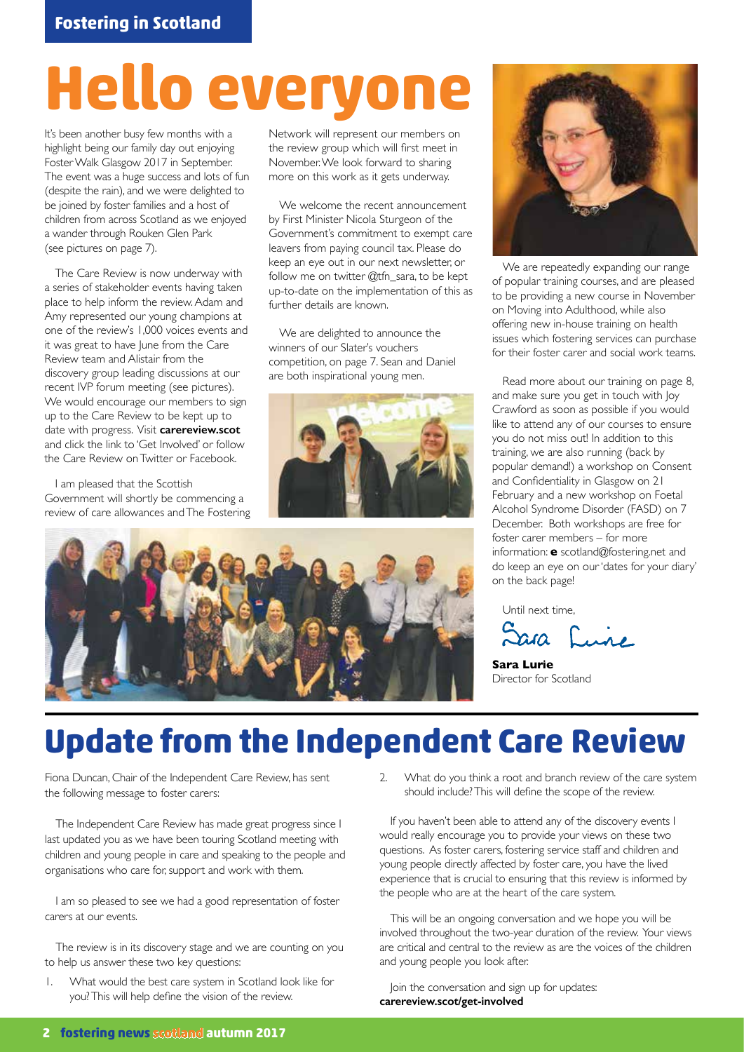Fostering in Scotland

# Hello everyone

It's been another busy few months with a highlight being our family day out enjoying Foster Walk Glasgow 2017 in September. The event was a huge success and lots of fun (despite the rain), and we were delighted to be joined by foster families and a host of children from across Scotland as we enjoyed a wander through Rouken Glen Park (see pictures on page 7).

The Care Review is now underway with a series of stakeholder events having taken place to help inform the review. Adam and Amy represented our young champions at one of the review's 1,000 voices events and it was great to have June from the Care Review team and Alistair from the discovery group leading discussions at our recent IVP forum meeting (see pictures). We would encourage our members to sign up to the Care Review to be kept up to date with progress. Visit **carereview.scot** and click the link to 'Get Involved' or follow the Care Review on Twitter or Facebook.

I am pleased that the Scottish Government will shortly be commencing a review of care allowances and The Fostering Network will represent our members on the review group which will first meet in November. We look forward to sharing more on this work as it gets underway.

We welcome the recent announcement by First Minister Nicola Sturgeon of the Government's commitment to exempt care leavers from paying council tax. Please do keep an eye out in our next newsletter, or follow me on twitter @tfn_sara, to be kept up-to-date on the implementation of this as further details are known.

We are delighted to announce the winners of our Slater's vouchers competition, on page 7. Sean and Daniel are both inspirational young men.

We are repeatedly expanding our range of popular training courses, and are pleased to be providing a new course in November on Moving into Adulthood, while also offering new in-house training on health issues which fostering services can purchase for their foster carer and social work teams.

Read more about our training on page 8, and make sure you get in touch with Joy Crawford as soon as possible if you would like to attend any of our courses to ensure you do not miss out! In addition to this training, we are also running (back by popular demand!) a workshop on Consent and Confidentiality in Glasgow on 21 February and a new workshop on Foetal Alcohol Syndrome Disorder (FASD) on 7 December. Both workshops are free for foster carer members – for more information: **e** scotland@fostering.net and do keep an eye on our 'dates for your diary' on the back page!

Until next time,

Sara Lurie

**Sara Lurie**
Director for Scotland

# Update from the Independent Care Review

Fiona Duncan, Chair of the Independent Care Review, has sent the following message to foster carers:

The Independent Care Review has made great progress since I last updated you as we have been touring Scotland meeting with children and young people in care and speaking to the people and organisations who care for, support and work with them.

I am so pleased to see we had a good representation of foster carers at our events.

The review is in its discovery stage and we are counting on you to help us answer these two key questions:

1. What would the best care system in Scotland look like for you? This will help define the vision of the review.
2. What do you think a root and branch review of the care system should include? This will define the scope of the review.

If you haven't been able to attend any of the discovery events I would really encourage you to provide your views on these two questions. As foster carers, fostering service staff and children and young people directly affected by foster care, you have the lived experience that is crucial to ensuring that this review is informed by the people who are at the heart of the care system.

This will be an ongoing conversation and we hope you will be involved throughout the two-year duration of the review. Your views are critical and central to the review as are the voices of the children and young people you look after.

Join the conversation and sign up for updates:
**carereview.scot/get-involved**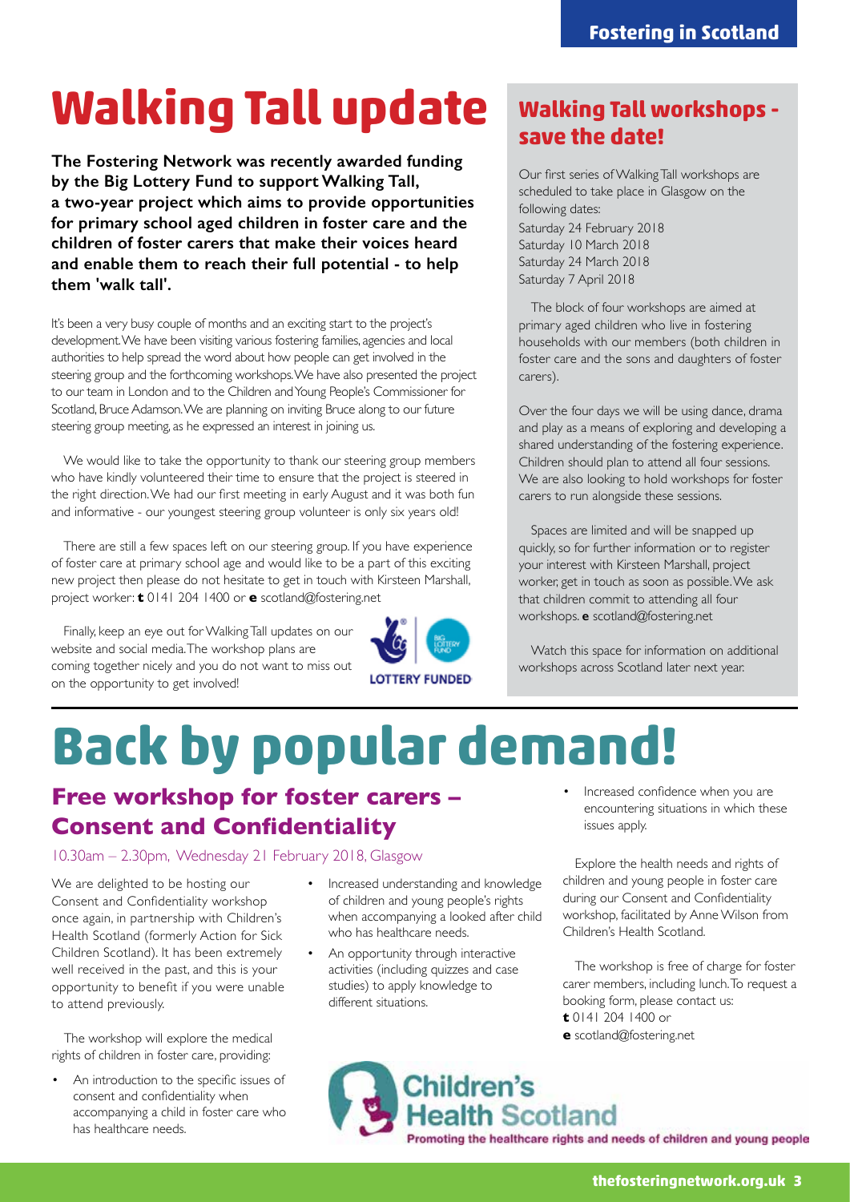# Walking Tall update

**The Fostering Network was recently awarded funding by the Big Lottery Fund to support Walking Tall, a two-year project which aims to provide opportunities for primary school aged children in foster care and the children of foster carers that make their voices heard and enable them to reach their full potential - to help them 'walk tall'.**

It's been a very busy couple of months and an exciting start to the project's development. We have been visiting various fostering families, agencies and local authorities to help spread the word about how people can get involved in the steering group and the forthcoming workshops. We have also presented the project to our team in London and to the Children and Young People's Commissioner for Scotland, Bruce Adamson. We are planning on inviting Bruce along to our future steering group meeting, as he expressed an interest in joining us.

We would like to take the opportunity to thank our steering group members who have kindly volunteered their time to ensure that the project is steered in the right direction. We had our first meeting in early August and it was both fun and informative - our youngest steering group volunteer is only six years old!

There are still a few spaces left on our steering group. If you have experience of foster care at primary school age and would like to be a part of this exciting new project then please do not hesitate to get in touch with Kirsteen Marshall, project worker: **t** 0141 204 1400 or **e** scotland@fostering.net

Finally, keep an eye out for Walking Tall updates on our website and social media. The workshop plans are coming together nicely and you do not want to miss out on the opportunity to get involved!

LOTTERY FUNDED

## Walking Tall workshops - save the date!

Our first series of Walking Tall workshops are scheduled to take place in Glasgow on the following dates:

Saturday 24 February 2018
Saturday 10 March 2018
Saturday 24 March 2018
Saturday 7 April 2018

The block of four workshops are aimed at primary aged children who live in fostering households with our members (both children in foster care and the sons and daughters of foster carers).

Over the four days we will be using dance, drama and play as a means of exploring and developing a shared understanding of the fostering experience. Children should plan to attend all four sessions. We are also looking to hold workshops for foster carers to run alongside these sessions.

Spaces are limited and will be snapped up quickly, so for further information or to register your interest with Kirsteen Marshall, project worker, get in touch as soon as possible. We ask that children commit to attending all four workshops. **e** scotland@fostering.net

Watch this space for information on additional workshops across Scotland later next year.

# Back by popular demand!

## Free workshop for foster carers – Consent and Confidentiality

10.30am – 2.30pm, Wednesday 21 February 2018, Glasgow

We are delighted to be hosting our Consent and Confidentiality workshop once again, in partnership with Children's Health Scotland (formerly Action for Sick Children Scotland). It has been extremely well received in the past, and this is your opportunity to benefit if you were unable to attend previously.

The workshop will explore the medical rights of children in foster care, providing:

- An introduction to the specific issues of consent and confidentiality when accompanying a child in foster care who has healthcare needs.
- Increased understanding and knowledge of children and young people's rights when accompanying a looked after child who has healthcare needs.
- An opportunity through interactive activities (including quizzes and case studies) to apply knowledge to different situations.
- Increased confidence when you are encountering situations in which these issues apply.

Explore the health needs and rights of children and young people in foster care during our Consent and Confidentiality workshop, facilitated by Anne Wilson from Children's Health Scotland.

The workshop is free of charge for foster carer members, including lunch. To request a booking form, please contact us:
**t** 0141 204 1400 or
**e** scotland@fostering.net

Children's Health Scotland
Promoting the healthcare rights and needs of children and young people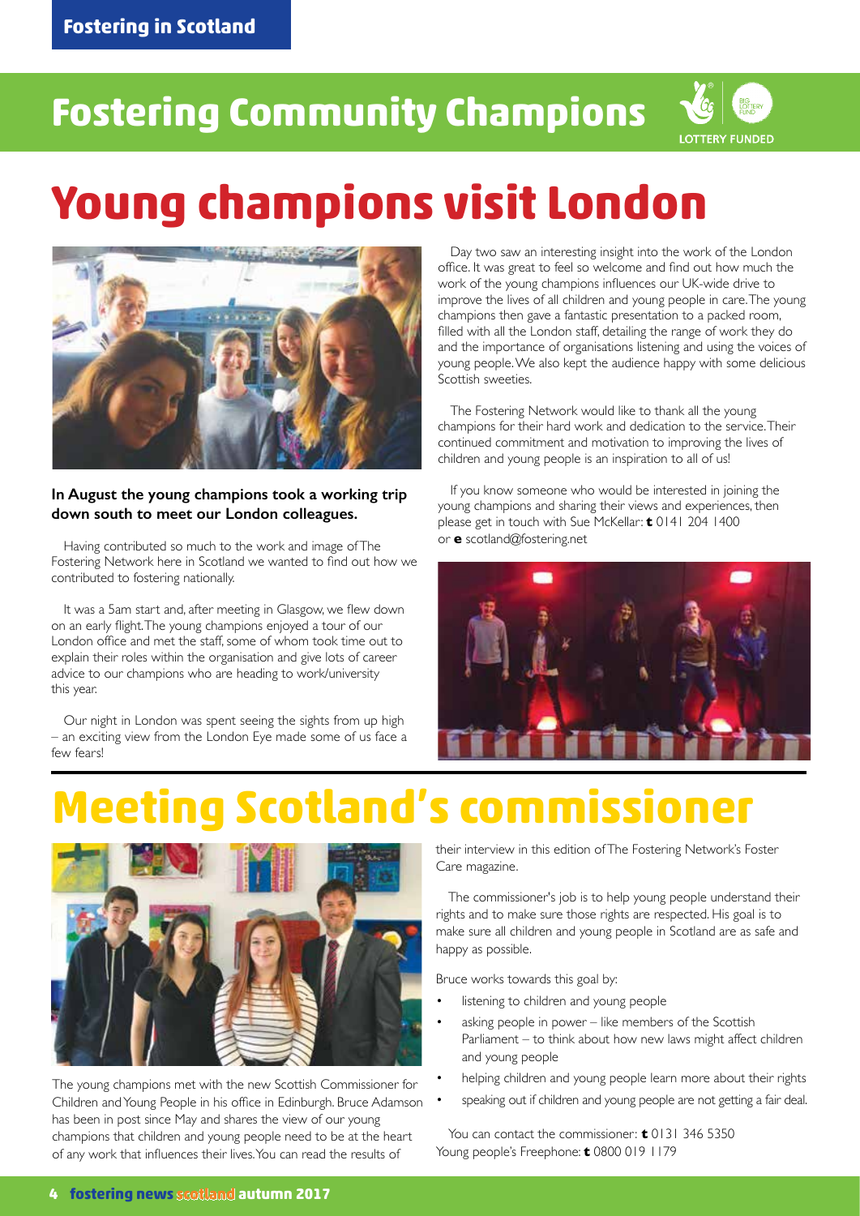# Fostering Community Champions

## Young champions visit London

**In August the young champions took a working trip down south to meet our London colleagues.**

Having contributed so much to the work and image of The Fostering Network here in Scotland we wanted to find out how we contributed to fostering nationally.

It was a 5am start and, after meeting in Glasgow, we flew down on an early flight. The young champions enjoyed a tour of our London office and met the staff, some of whom took time out to explain their roles within the organisation and give lots of career advice to our champions who are heading to work/university this year.

Our night in London was spent seeing the sights from up high – an exciting view from the London Eye made some of us face a few fears!

Day two saw an interesting insight into the work of the London office. It was great to feel so welcome and find out how much the work of the young champions influences our UK-wide drive to improve the lives of all children and young people in care. The young champions then gave a fantastic presentation to a packed room, filled with all the London staff, detailing the range of work they do and the importance of organisations listening and using the voices of young people. We also kept the audience happy with some delicious Scottish sweeties.

The Fostering Network would like to thank all the young champions for their hard work and dedication to the service. Their continued commitment and motivation to improving the lives of children and young people is an inspiration to all of us!

If you know someone who would be interested in joining the young champions and sharing their views and experiences, then please get in touch with Sue McKellar: **t** 0141 204 1400 or **e** scotland@fostering.net

## Meeting Scotland's commissioner

The young champions met with the new Scottish Commissioner for Children and Young People in his office in Edinburgh. Bruce Adamson has been in post since May and shares the view of our young champions that children and young people need to be at the heart of any work that influences their lives. You can read the results of their interview in this edition of The Fostering Network's Foster Care magazine.

The commissioner's job is to help young people understand their rights and to make sure those rights are respected. His goal is to make sure all children and young people in Scotland are as safe and happy as possible.

Bruce works towards this goal by:

- listening to children and young people
- asking people in power – like members of the Scottish Parliament – to think about how new laws might affect children and young people
- helping children and young people learn more about their rights
- speaking out if children and young people are not getting a fair deal.

You can contact the commissioner: **t** 0131 346 5350
Young people's Freephone: **t** 0800 019 1179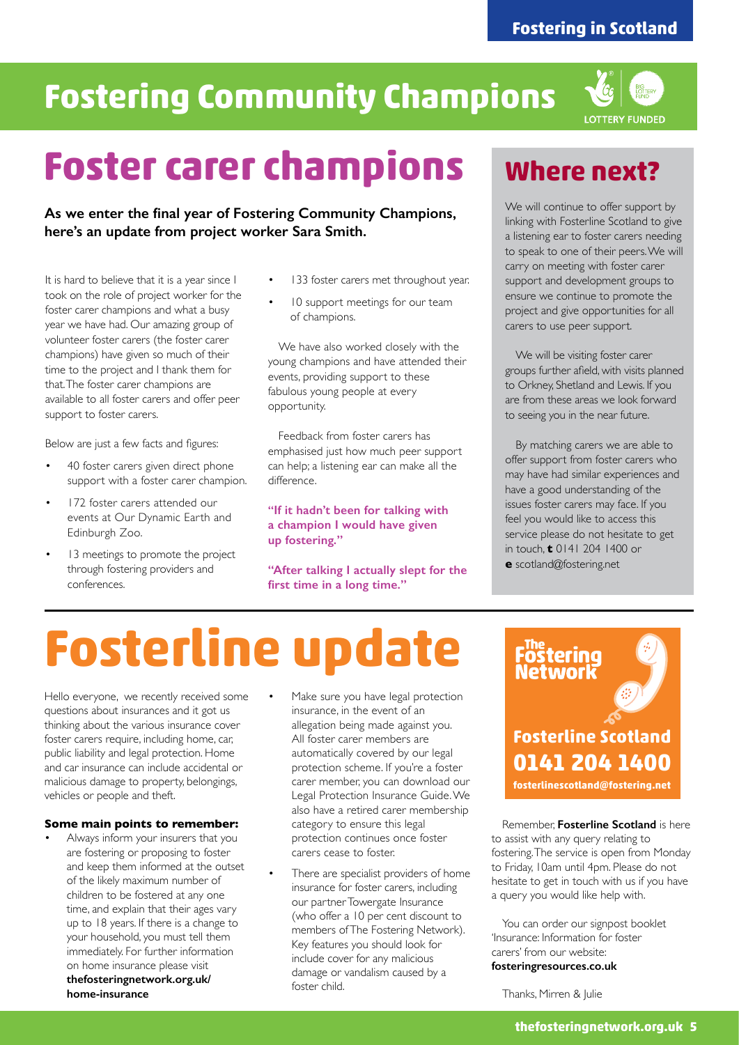# Fostering Community Champions

LOTTERY FUNDED

## Foster carer champions

**As we enter the final year of Fostering Community Champions, here's an update from project worker Sara Smith.**

It is hard to believe that it is a year since I took on the role of project worker for the foster carer champions and what a busy year we have had. Our amazing group of volunteer foster carers (the foster carer champions) have given so much of their time to the project and I thank them for that. The foster carer champions are available to all foster carers and offer peer support to foster carers.

Below are just a few facts and figures:

- 40 foster carers given direct phone support with a foster carer champion.
- 172 foster carers attended our events at Our Dynamic Earth and Edinburgh Zoo.
- 13 meetings to promote the project through fostering providers and conferences.
- 133 foster carers met throughout year.
- 10 support meetings for our team of champions.

We have also worked closely with the young champions and have attended their events, providing support to these fabulous young people at every opportunity.

Feedback from foster carers has emphasised just how much peer support can help; a listening ear can make all the difference.

**"If it hadn't been for talking with a champion I would have given up fostering."**

**"After talking I actually slept for the first time in a long time."**

## Where next?

We will continue to offer support by linking with Fosterline Scotland to give a listening ear to foster carers needing to speak to one of their peers. We will carry on meeting with foster carer support and development groups to ensure we continue to promote the project and give opportunities for all carers to use peer support.

We will be visiting foster carer groups further afield, with visits planned to Orkney, Shetland and Lewis. If you are from these areas we look forward to seeing you in the near future.

By matching carers we are able to offer support from foster carers who may have had similar experiences and have a good understanding of the issues foster carers may face. If you feel you would like to access this service please do not hesitate to get in touch, **t** 0141 204 1400 or **e** scotland@fostering.net

# Fosterline update

Hello everyone, we recently received some questions about insurances and it got us thinking about the various insurance cover foster carers require, including home, car, public liability and legal protection. Home and car insurance can include accidental or malicious damage to property, belongings, vehicles or people and theft.

**Some main points to remember:**

- Always inform your insurers that you are fostering or proposing to foster and keep them informed at the outset of the likely maximum number of children to be fostered at any one time, and explain that their ages vary up to 18 years. If there is a change to your household, you must tell them immediately. For further information on home insurance please visit **thefosteringnetwork.org.uk/home-insurance**
- Make sure you have legal protection insurance, in the event of an allegation being made against you. All foster carer members are automatically covered by our legal protection scheme. If you're a foster carer member, you can download our Legal Protection Insurance Guide. We also have a retired carer membership category to ensure this legal protection continues once foster carers cease to foster.
- There are specialist providers of home insurance for foster carers, including our partner Towergate Insurance (who offer a 10 per cent discount to members of The Fostering Network). Key features you should look for include cover for any malicious damage or vandalism caused by a foster child.

**The Fostering Network**

**Fosterline Scotland**
**0141 204 1400**
**fosterlinescotland@fostering.net**

Remember, **Fosterline Scotland** is here to assist with any query relating to fostering. The service is open from Monday to Friday, 10am until 4pm. Please do not hesitate to get in touch with us if you have a query you would like help with.

You can order our signpost booklet 'Insurance: Information for foster carers' from our website: **fosteringresources.co.uk**

Thanks, Mirren & Julie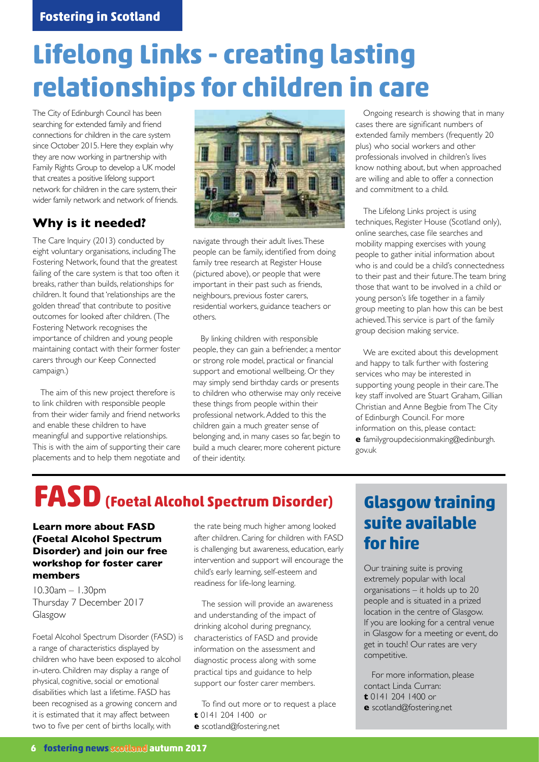Fostering in Scotland

# Lifelong Links - creating lasting relationships for children in care

The City of Edinburgh Council has been searching for extended family and friend connections for children in the care system since October 2015. Here they explain why they are now working in partnership with Family Rights Group to develop a UK model that creates a positive lifelong support network for children in the care system, their wider family network and network of friends.

## Why is it needed?

The Care Inquiry (2013) conducted by eight voluntary organisations, including The Fostering Network, found that the greatest failing of the care system is that too often it breaks, rather than builds, relationships for children. It found that 'relationships are the golden thread' that contribute to positive outcomes for looked after children. (The Fostering Network recognises the importance of children and young people maintaining contact with their former foster carers through our Keep Connected campaign.)

The aim of this new project therefore is to link children with responsible people from their wider family and friend networks and enable these children to have meaningful and supportive relationships. This is with the aim of supporting their care placements and to help them negotiate and navigate through their adult lives. These people can be family, identified from doing family tree research at Register House (pictured above), or people that were important in their past such as friends, neighbours, previous foster carers, residential workers, guidance teachers or others.

By linking children with responsible people, they can gain a befriender, a mentor or strong role model, practical or financial support and emotional wellbeing. Or they may simply send birthday cards or presents to children who otherwise may only receive these things from people within their professional network. Added to this the children gain a much greater sense of belonging and, in many cases so far, begin to build a much clearer, more coherent picture of their identity.

Ongoing research is showing that in many cases there are significant numbers of extended family members (frequently 20 plus) who social workers and other professionals involved in children's lives know nothing about, but when approached are willing and able to offer a connection and commitment to a child.

The Lifelong Links project is using techniques, Register House (Scotland only), online searches, case file searches and mobility mapping exercises with young people to gather initial information about who is and could be a child's connectedness to their past and their future. The team bring those that want to be involved in a child or young person's life together in a family group meeting to plan how this can be best achieved. This service is part of the family group decision making service.

We are excited about this development and happy to talk further with fostering services who may be interested in supporting young people in their care. The key staff involved are Stuart Graham, Gillian Christian and Anne Begbie from The City of Edinburgh Council. For more information on this, please contact:
**e** familygroupdecisionmaking@edinburgh.gov.uk

# FASD (Foetal Alcohol Spectrum Disorder)

**Learn more about FASD (Foetal Alcohol Spectrum Disorder) and join our free workshop for foster carer members**

10.30am – 1.30pm
Thursday 7 December 2017
Glasgow

Foetal Alcohol Spectrum Disorder (FASD) is a range of characteristics displayed by children who have been exposed to alcohol in-utero. Children may display a range of physical, cognitive, social or emotional disabilities which last a lifetime. FASD has been recognised as a growing concern and it is estimated that it may affect between two to five per cent of births locally, with the rate being much higher among looked after children. Caring for children with FASD is challenging but awareness, education, early intervention and support will encourage the child's early learning, self-esteem and readiness for life-long learning.

The session will provide an awareness and understanding of the impact of drinking alcohol during pregnancy, characteristics of FASD and provide information on the assessment and diagnostic process along with some practical tips and guidance to help support our foster carer members.

To find out more or to request a place
**t** 0141 204 1400 or
**e** scotland@fostering.net

# Glasgow training suite available for hire

Our training suite is proving extremely popular with local organisations – it holds up to 20 people and is situated in a prized location in the centre of Glasgow. If you are looking for a central venue in Glasgow for a meeting or event, do get in touch! Our rates are very competitive.

For more information, please contact Linda Curran:
**t** 0141 204 1400 or
**e** scotland@fostering.net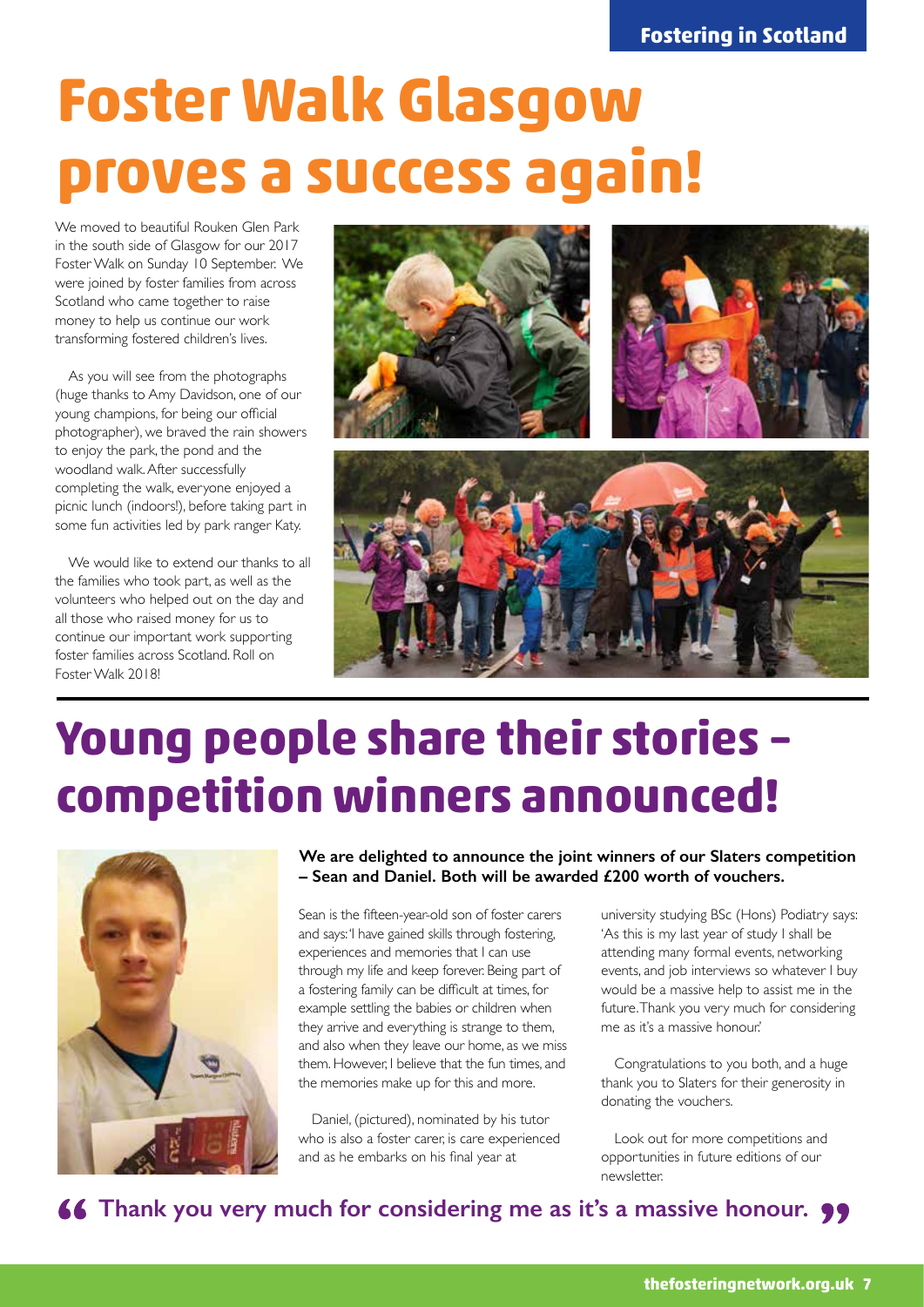# Foster Walk Glasgow proves a success again!

We moved to beautiful Rouken Glen Park in the south side of Glasgow for our 2017 Foster Walk on Sunday 10 September. We were joined by foster families from across Scotland who came together to raise money to help us continue our work transforming fostered children's lives.

As you will see from the photographs (huge thanks to Amy Davidson, one of our young champions, for being our official photographer), we braved the rain showers to enjoy the park, the pond and the woodland walk. After successfully completing the walk, everyone enjoyed a picnic lunch (indoors!), before taking part in some fun activities led by park ranger Katy.

We would like to extend our thanks to all the families who took part, as well as the volunteers who helped out on the day and all those who raised money for us to continue our important work supporting foster families across Scotland. Roll on Foster Walk 2018!

# Young people share their stories – competition winners announced!

**We are delighted to announce the joint winners of our Slaters competition – Sean and Daniel. Both will be awarded £200 worth of vouchers.**

Sean is the fifteen-year-old son of foster carers and says: 'I have gained skills through fostering, experiences and memories that I can use through my life and keep forever. Being part of a fostering family can be difficult at times, for example settling the babies or children when they arrive and everything is strange to them, and also when they leave our home, as we miss them. However, I believe that the fun times, and the memories make up for this and more.

Daniel, (pictured), nominated by his tutor who is also a foster carer, is care experienced and as he embarks on his final year at university studying BSc (Hons) Podiatry says: 'As this is my last year of study I shall be attending many formal events, networking events, and job interviews so whatever I buy would be a massive help to assist me in the future. Thank you very much for considering me as it's a massive honour.'

Congratulations to you both, and a huge thank you to Slaters for their generosity in donating the vouchers.

Look out for more competitions and opportunities in future editions of our newsletter.

> **Thank you very much for considering me as it's a massive honour.**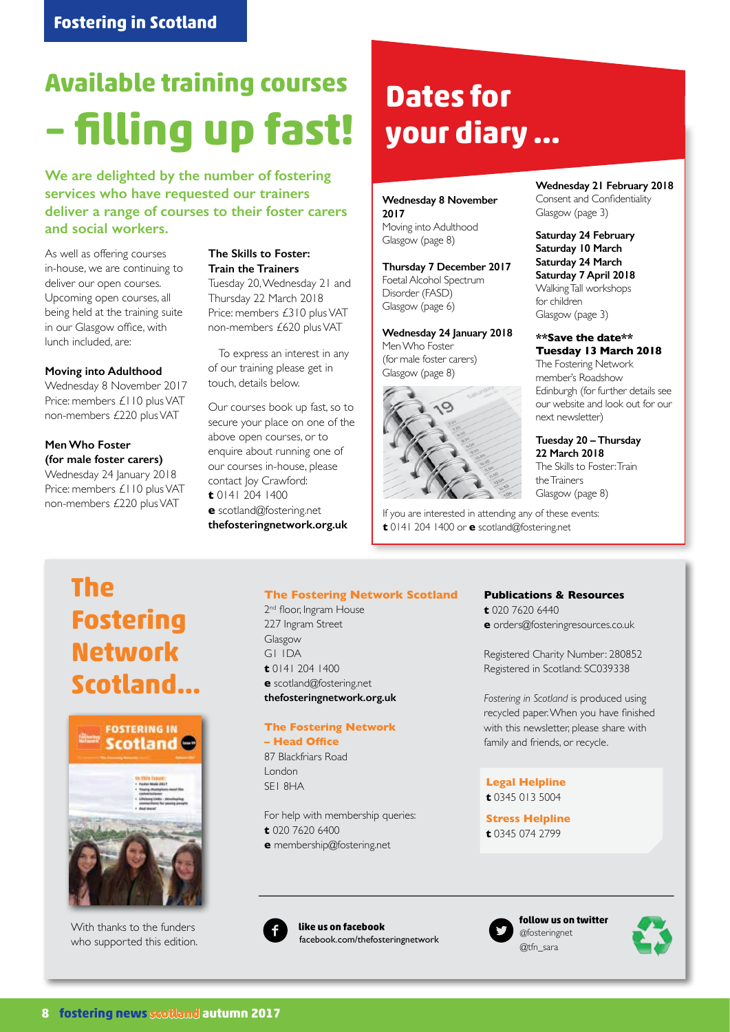# Available training courses – filling up fast!

**We are delighted by the number of fostering services who have requested our trainers deliver a range of courses to their foster carers and social workers.**

As well as offering courses in-house, we are continuing to deliver our open courses. Upcoming open courses, all being held at the training suite in our Glasgow office, with lunch included, are:

**Moving into Adulthood**
Wednesday 8 November 2017
Price: members £110 plus VAT
non-members £220 plus VAT

**Men Who Foster (for male foster carers)**
Wednesday 24 January 2018
Price: members £110 plus VAT
non-members £220 plus VAT

**The Skills to Foster: Train the Trainers**
Tuesday 20, Wednesday 21 and Thursday 22 March 2018
Price: members £310 plus VAT
non-members £620 plus VAT

To express an interest in any of our training please get in touch, details below.

Our courses book up fast, so to secure your place on one of the above open courses, or to enquire about running one of our courses in-house, please contact Joy Crawford:
**t** 0141 204 1400
**e** scotland@fostering.net
**thefosteringnetwork.org.uk**

# Dates for your diary ...

**Wednesday 8 November 2017**
Moving into Adulthood
Glasgow (page 8)

**Thursday 7 December 2017**
Foetal Alcohol Spectrum Disorder (FASD)
Glasgow (page 6)

**Wednesday 24 January 2018**
Men Who Foster (for male foster carers)
Glasgow (page 8)

**Wednesday 21 February 2018**
Consent and Confidentiality
Glasgow (page 3)

**Saturday 24 February**
**Saturday 10 March**
**Saturday 24 March**
**Saturday 7 April 2018**
Walking Tall workshops for children
Glasgow (page 3)

****Save the date****
**Tuesday 13 March 2018**
The Fostering Network member's Roadshow
Edinburgh (for further details see our website and look out for our next newsletter)

**Tuesday 20 – Thursday 22 March 2018**
The Skills to Foster: Train the Trainers
Glasgow (page 8)

If you are interested in attending any of these events:
**t** 0141 204 1400 or **e** scotland@fostering.net

# The Fostering Network Scotland...

With thanks to the funders who supported this edition.

**The Fostering Network Scotland**
2nd floor, Ingram House
227 Ingram Street
Glasgow
G1 1DA
**t** 0141 204 1400
**e** scotland@fostering.net
**thefosteringnetwork.org.uk**

**The Fostering Network – Head Office**
87 Blackfriars Road
London
SE1 8HA

For help with membership queries:
**t** 020 7620 6400
**e** membership@fostering.net

**Publications & Resources**
**t** 020 7620 6440
**e** orders@fosteringresources.co.uk

Registered Charity Number: 280852
Registered in Scotland: SC039338

*Fostering in Scotland* is produced using recycled paper. When you have finished with this newsletter, please share with family and friends, or recycle.

**Legal Helpline**
**t** 0345 013 5004

**Stress Helpline**
**t** 0345 074 2799

**like us on facebook**
facebook.com/thefosteringnetwork

**follow us on twitter**
@fosteringnet
@tfn_sara